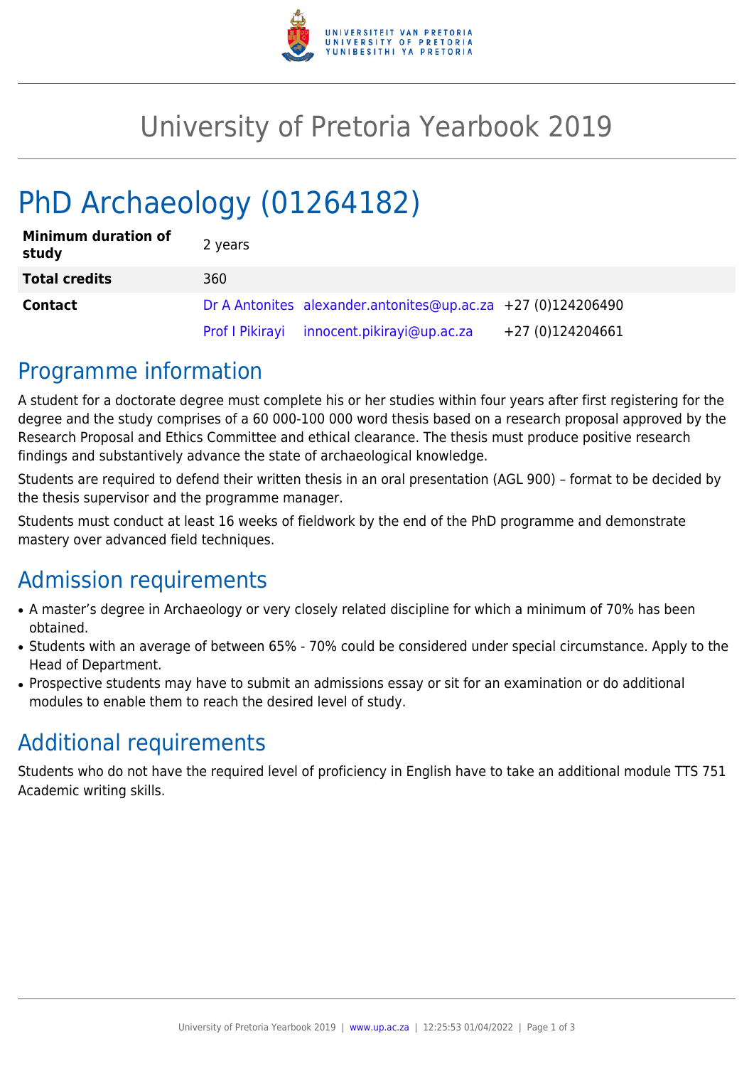# University of Pretoria Yearbook 2019

# PhD Archaeology (01264182)

| | | | |
|---|---|---|---|
| **Minimum duration of study** | 2 years | | |
| **Total credits** | 360 | | |
| **Contact** | Dr A Antonites | alexander.antonites@up.ac.za | +27 (0)124206490 |
| | Prof I Pikirayi | innocent.pikirayi@up.ac.za | +27 (0)124204661 |

## Programme information

A student for a doctorate degree must complete his or her studies within four years after first registering for the degree and the study comprises of a 60 000-100 000 word thesis based on a research proposal approved by the Research Proposal and Ethics Committee and ethical clearance. The thesis must produce positive research findings and substantively advance the state of archaeological knowledge.

Students are required to defend their written thesis in an oral presentation (AGL 900) – format to be decided by the thesis supervisor and the programme manager.

Students must conduct at least 16 weeks of fieldwork by the end of the PhD programme and demonstrate mastery over advanced field techniques.

## Admission requirements

- A master's degree in Archaeology or very closely related discipline for which a minimum of 70% has been obtained.
- Students with an average of between 65% - 70% could be considered under special circumstance. Apply to the Head of Department.
- Prospective students may have to submit an admissions essay or sit for an examination or do additional modules to enable them to reach the desired level of study.

## Additional requirements

Students who do not have the required level of proficiency in English have to take an additional module TTS 751 Academic writing skills.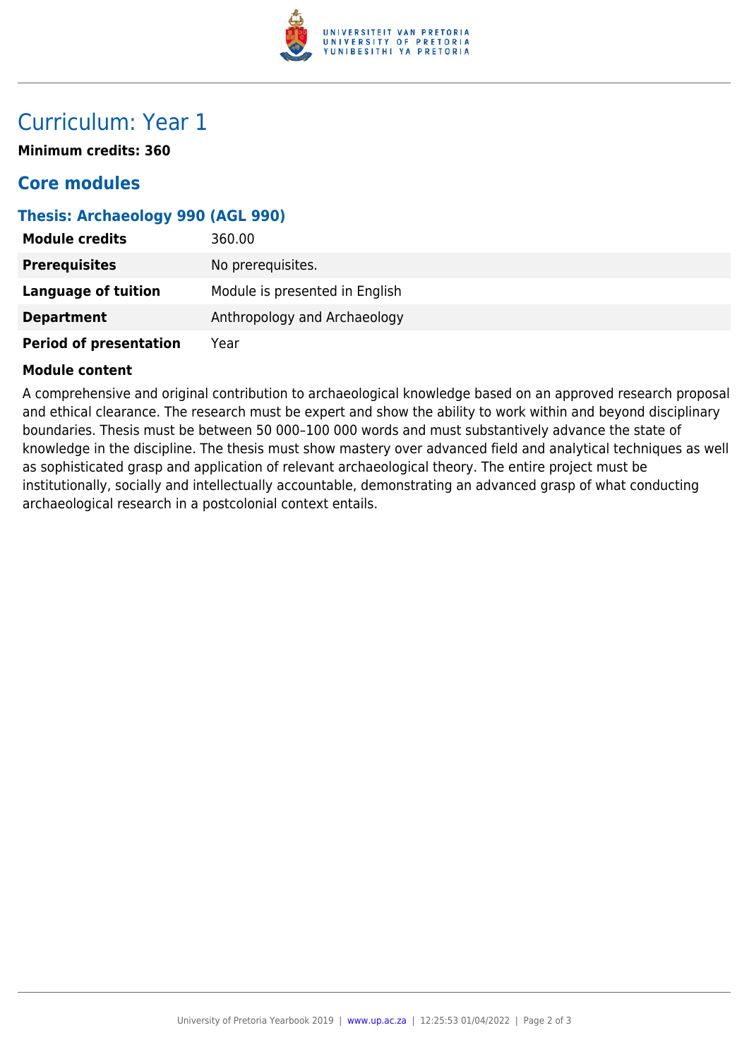# Curriculum: Year 1

**Minimum credits: 360**

## Core modules

### Thesis: Archaeology 990 (AGL 990)

| | |
|---|---|
| **Module credits** | 360.00 |
| **Prerequisites** | No prerequisites. |
| **Language of tuition** | Module is presented in English |
| **Department** | Anthropology and Archaeology |
| **Period of presentation** | Year |

**Module content**

A comprehensive and original contribution to archaeological knowledge based on an approved research proposal and ethical clearance. The research must be expert and show the ability to work within and beyond disciplinary boundaries. Thesis must be between 50 000–100 000 words and must substantively advance the state of knowledge in the discipline. The thesis must show mastery over advanced field and analytical techniques as well as sophisticated grasp and application of relevant archaeological theory. The entire project must be institutionally, socially and intellectually accountable, demonstrating an advanced grasp of what conducting archaeological research in a postcolonial context entails.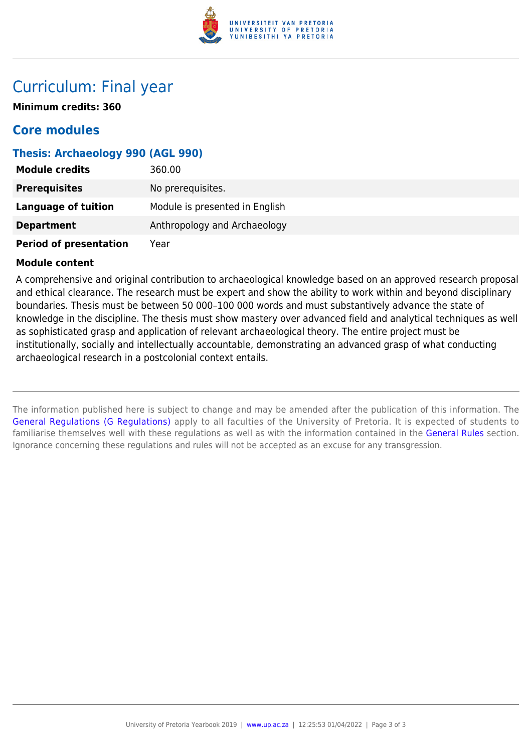# Curriculum: Final year

**Minimum credits: 360**

## Core modules

### Thesis: Archaeology 990 (AGL 990)

| | |
|---|---|
| **Module credits** | 360.00 |
| **Prerequisites** | No prerequisites. |
| **Language of tuition** | Module is presented in English |
| **Department** | Anthropology and Archaeology |
| **Period of presentation** | Year |

**Module content**

A comprehensive and original contribution to archaeological knowledge based on an approved research proposal and ethical clearance. The research must be expert and show the ability to work within and beyond disciplinary boundaries. Thesis must be between 50 000–100 000 words and must substantively advance the state of knowledge in the discipline. The thesis must show mastery over advanced field and analytical techniques as well as sophisticated grasp and application of relevant archaeological theory. The entire project must be institutionally, socially and intellectually accountable, demonstrating an advanced grasp of what conducting archaeological research in a postcolonial context entails.

The information published here is subject to change and may be amended after the publication of this information. The General Regulations (G Regulations) apply to all faculties of the University of Pretoria. It is expected of students to familiarise themselves well with these regulations as well as with the information contained in the General Rules section. Ignorance concerning these regulations and rules will not be accepted as an excuse for any transgression.